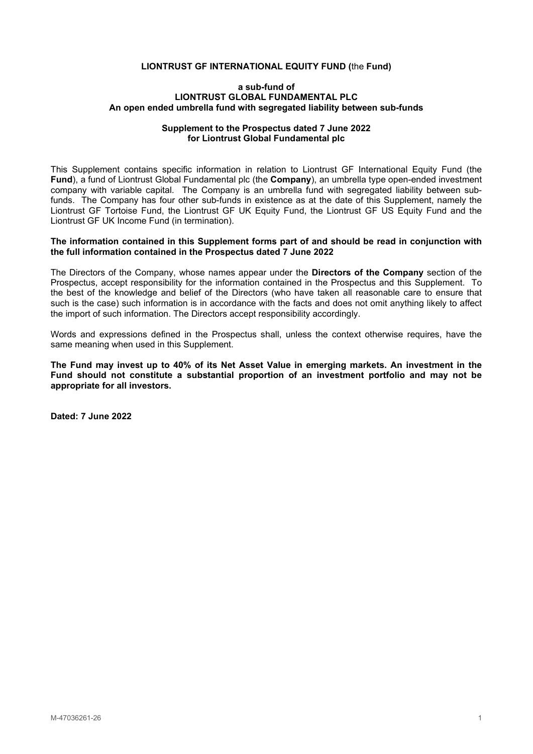**LIONTRUST GF INTERNATIONAL EQUITY FUND (**the **Fund)**

**a sub-fund of**
**LIONTRUST GLOBAL FUNDAMENTAL PLC**
**An open ended umbrella fund with segregated liability between sub-funds**

**Supplement to the Prospectus dated 7 June 2022**
**for Liontrust Global Fundamental plc**

This Supplement contains specific information in relation to Liontrust GF International Equity Fund (the **Fund**), a fund of Liontrust Global Fundamental plc (the **Company**), an umbrella type open-ended investment company with variable capital. The Company is an umbrella fund with segregated liability between sub-funds. The Company has four other sub-funds in existence as at the date of this Supplement, namely the Liontrust GF Tortoise Fund, the Liontrust GF UK Equity Fund, the Liontrust GF US Equity Fund and the Liontrust GF UK Income Fund (in termination).

**The information contained in this Supplement forms part of and should be read in conjunction with the full information contained in the Prospectus dated 7 June 2022**

The Directors of the Company, whose names appear under the **Directors of the Company** section of the Prospectus, accept responsibility for the information contained in the Prospectus and this Supplement. To the best of the knowledge and belief of the Directors (who have taken all reasonable care to ensure that such is the case) such information is in accordance with the facts and does not omit anything likely to affect the import of such information. The Directors accept responsibility accordingly.

Words and expressions defined in the Prospectus shall, unless the context otherwise requires, have the same meaning when used in this Supplement.

**The Fund may invest up to 40% of its Net Asset Value in emerging markets. An investment in the Fund should not constitute a substantial proportion of an investment portfolio and may not be appropriate for all investors.**

**Dated: 7 June 2022**

M-47036261-26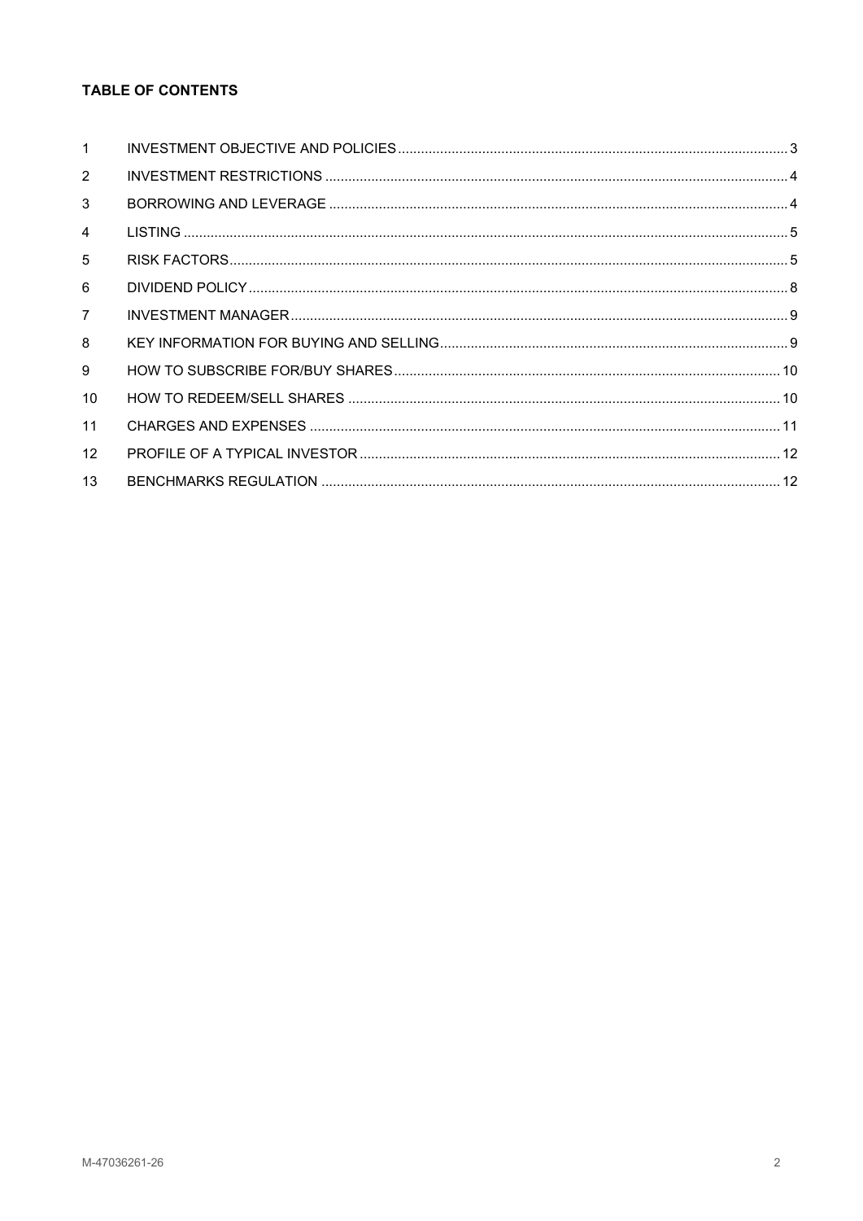**TABLE OF CONTENTS**

| | | |
|---|---|---|
| 1 | INVESTMENT OBJECTIVE AND POLICIES | 3 |
| 2 | INVESTMENT RESTRICTIONS | 4 |
| 3 | BORROWING AND LEVERAGE | 4 |
| 4 | LISTING | 5 |
| 5 | RISK FACTORS | 5 |
| 6 | DIVIDEND POLICY | 8 |
| 7 | INVESTMENT MANAGER | 9 |
| 8 | KEY INFORMATION FOR BUYING AND SELLING | 9 |
| 9 | HOW TO SUBSCRIBE FOR/BUY SHARES | 10 |
| 10 | HOW TO REDEEM/SELL SHARES | 10 |
| 11 | CHARGES AND EXPENSES | 11 |
| 12 | PROFILE OF A TYPICAL INVESTOR | 12 |
| 13 | BENCHMARKS REGULATION | 12 |

M-47036261-26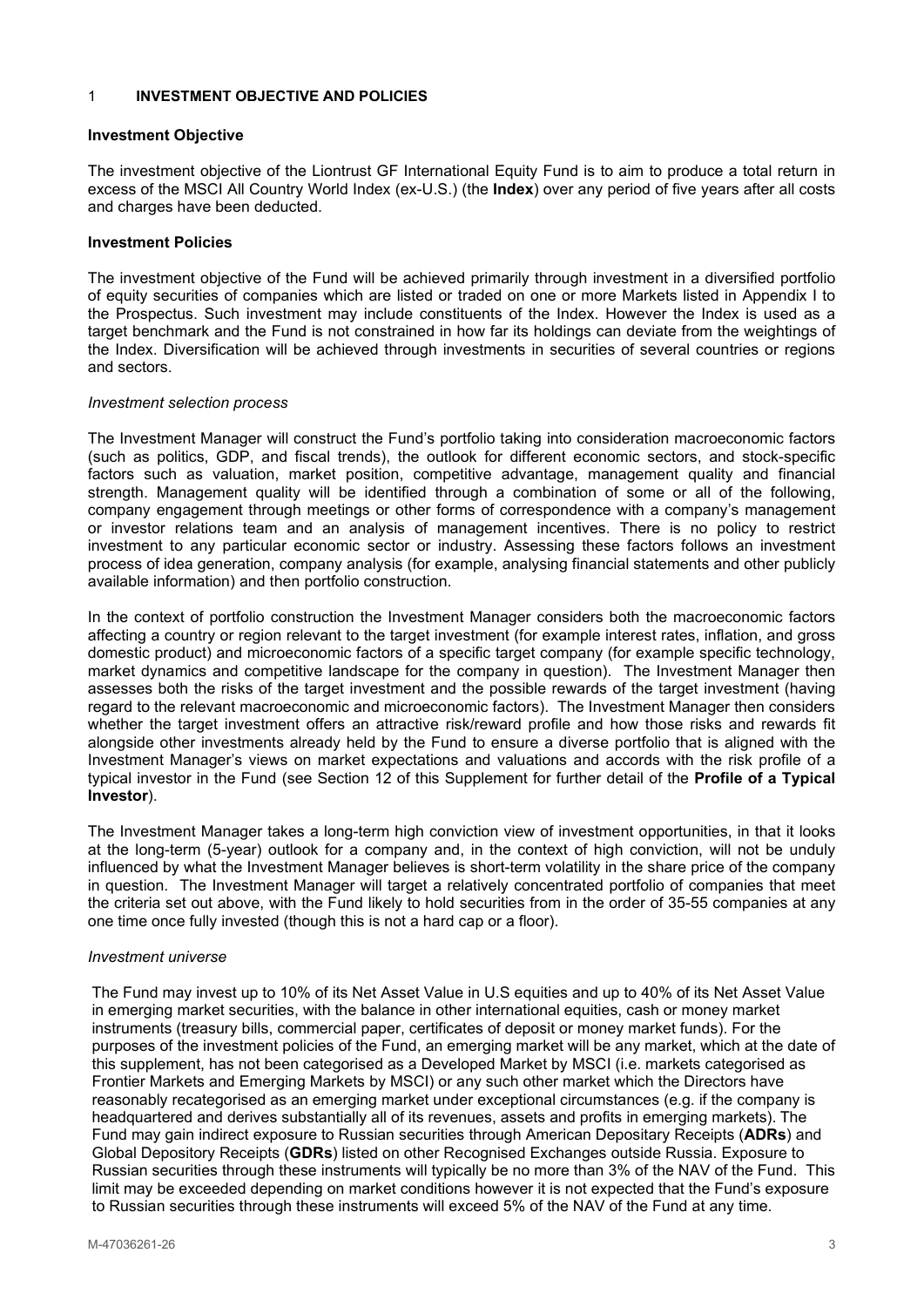## 1 INVESTMENT OBJECTIVE AND POLICIES

### Investment Objective

The investment objective of the Liontrust GF International Equity Fund is to aim to produce a total return in excess of the MSCI All Country World Index (ex-U.S.) (the **Index**) over any period of five years after all costs and charges have been deducted.

### Investment Policies

The investment objective of the Fund will be achieved primarily through investment in a diversified portfolio of equity securities of companies which are listed or traded on one or more Markets listed in Appendix I to the Prospectus. Such investment may include constituents of the Index. However the Index is used as a target benchmark and the Fund is not constrained in how far its holdings can deviate from the weightings of the Index. Diversification will be achieved through investments in securities of several countries or regions and sectors.

*Investment selection process*

The Investment Manager will construct the Fund's portfolio taking into consideration macroeconomic factors (such as politics, GDP, and fiscal trends), the outlook for different economic sectors, and stock-specific factors such as valuation, market position, competitive advantage, management quality and financial strength. Management quality will be identified through a combination of some or all of the following, company engagement through meetings or other forms of correspondence with a company's management or investor relations team and an analysis of management incentives. There is no policy to restrict investment to any particular economic sector or industry. Assessing these factors follows an investment process of idea generation, company analysis (for example, analysing financial statements and other publicly available information) and then portfolio construction.

In the context of portfolio construction the Investment Manager considers both the macroeconomic factors affecting a country or region relevant to the target investment (for example interest rates, inflation, and gross domestic product) and microeconomic factors of a specific target company (for example specific technology, market dynamics and competitive landscape for the company in question). The Investment Manager then assesses both the risks of the target investment and the possible rewards of the target investment (having regard to the relevant macroeconomic and microeconomic factors). The Investment Manager then considers whether the target investment offers an attractive risk/reward profile and how those risks and rewards fit alongside other investments already held by the Fund to ensure a diverse portfolio that is aligned with the Investment Manager's views on market expectations and valuations and accords with the risk profile of a typical investor in the Fund (see Section 12 of this Supplement for further detail of the **Profile of a Typical Investor**).

The Investment Manager takes a long-term high conviction view of investment opportunities, in that it looks at the long-term (5-year) outlook for a company and, in the context of high conviction, will not be unduly influenced by what the Investment Manager believes is short-term volatility in the share price of the company in question. The Investment Manager will target a relatively concentrated portfolio of companies that meet the criteria set out above, with the Fund likely to hold securities from in the order of 35-55 companies at any one time once fully invested (though this is not a hard cap or a floor).

*Investment universe*

The Fund may invest up to 10% of its Net Asset Value in U.S equities and up to 40% of its Net Asset Value in emerging market securities, with the balance in other international equities, cash or money market instruments (treasury bills, commercial paper, certificates of deposit or money market funds). For the purposes of the investment policies of the Fund, an emerging market will be any market, which at the date of this supplement, has not been categorised as a Developed Market by MSCI (i.e. markets categorised as Frontier Markets and Emerging Markets by MSCI) or any such other market which the Directors have reasonably recategorised as an emerging market under exceptional circumstances (e.g. if the company is headquartered and derives substantially all of its revenues, assets and profits in emerging markets). The Fund may gain indirect exposure to Russian securities through American Depositary Receipts (**ADRs**) and Global Depository Receipts (**GDRs**) listed on other Recognised Exchanges outside Russia. Exposure to Russian securities through these instruments will typically be no more than 3% of the NAV of the Fund. This limit may be exceeded depending on market conditions however it is not expected that the Fund's exposure to Russian securities through these instruments will exceed 5% of the NAV of the Fund at any time.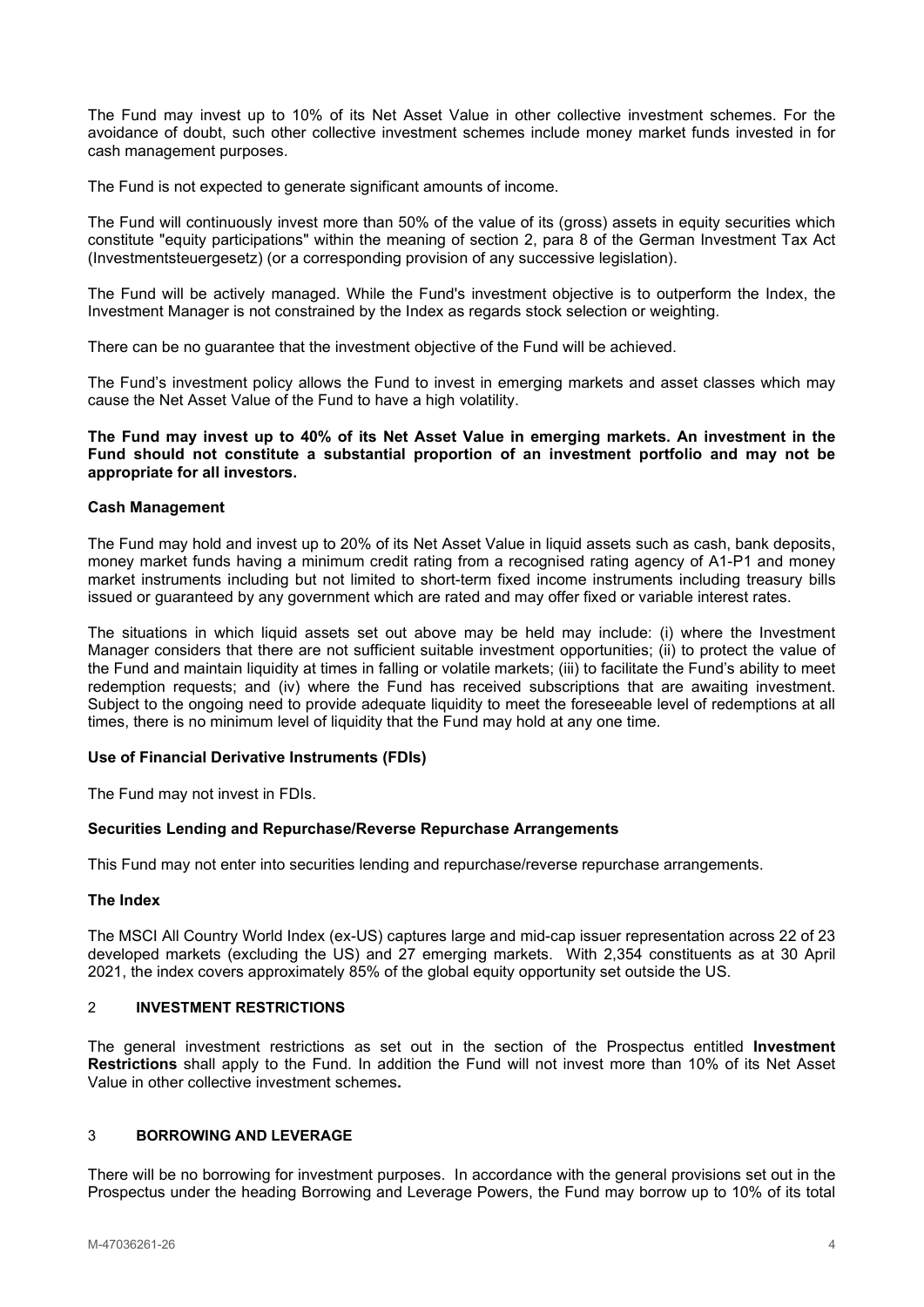The Fund may invest up to 10% of its Net Asset Value in other collective investment schemes. For the avoidance of doubt, such other collective investment schemes include money market funds invested in for cash management purposes.

The Fund is not expected to generate significant amounts of income.

The Fund will continuously invest more than 50% of the value of its (gross) assets in equity securities which constitute "equity participations" within the meaning of section 2, para 8 of the German Investment Tax Act (Investmentsteuergesetz) (or a corresponding provision of any successive legislation).

The Fund will be actively managed. While the Fund's investment objective is to outperform the Index, the Investment Manager is not constrained by the Index as regards stock selection or weighting.

There can be no guarantee that the investment objective of the Fund will be achieved.

The Fund's investment policy allows the Fund to invest in emerging markets and asset classes which may cause the Net Asset Value of the Fund to have a high volatility.

**The Fund may invest up to 40% of its Net Asset Value in emerging markets. An investment in the Fund should not constitute a substantial proportion of an investment portfolio and may not be appropriate for all investors.**

### Cash Management

The Fund may hold and invest up to 20% of its Net Asset Value in liquid assets such as cash, bank deposits, money market funds having a minimum credit rating from a recognised rating agency of A1-P1 and money market instruments including but not limited to short-term fixed income instruments including treasury bills issued or guaranteed by any government which are rated and may offer fixed or variable interest rates.

The situations in which liquid assets set out above may be held may include: (i) where the Investment Manager considers that there are not sufficient suitable investment opportunities; (ii) to protect the value of the Fund and maintain liquidity at times in falling or volatile markets; (iii) to facilitate the Fund's ability to meet redemption requests; and (iv) where the Fund has received subscriptions that are awaiting investment. Subject to the ongoing need to provide adequate liquidity to meet the foreseeable level of redemptions at all times, there is no minimum level of liquidity that the Fund may hold at any one time.

### Use of Financial Derivative Instruments (FDIs)

The Fund may not invest in FDIs.

### Securities Lending and Repurchase/Reverse Repurchase Arrangements

This Fund may not enter into securities lending and repurchase/reverse repurchase arrangements.

### The Index

The MSCI All Country World Index (ex-US) captures large and mid-cap issuer representation across 22 of 23 developed markets (excluding the US) and 27 emerging markets. With 2,354 constituents as at 30 April 2021, the index covers approximately 85% of the global equity opportunity set outside the US.

## 2 INVESTMENT RESTRICTIONS

The general investment restrictions as set out in the section of the Prospectus entitled **Investment Restrictions** shall apply to the Fund. In addition the Fund will not invest more than 10% of its Net Asset Value in other collective investment schemes**.**

## 3 BORROWING AND LEVERAGE

There will be no borrowing for investment purposes. In accordance with the general provisions set out in the Prospectus under the heading Borrowing and Leverage Powers, the Fund may borrow up to 10% of its total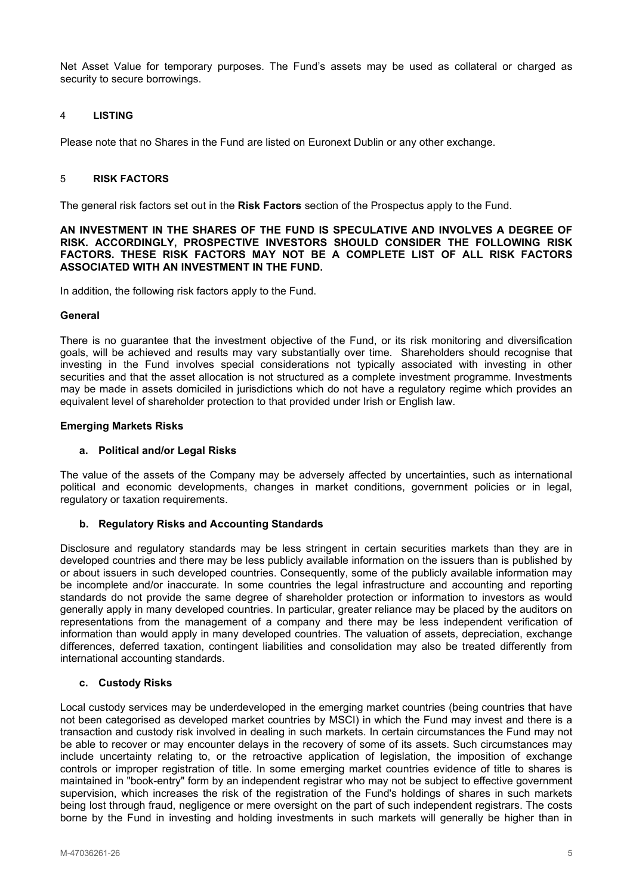Net Asset Value for temporary purposes. The Fund's assets may be used as collateral or charged as security to secure borrowings.

## 4 LISTING

Please note that no Shares in the Fund are listed on Euronext Dublin or any other exchange.

## 5 RISK FACTORS

The general risk factors set out in the **Risk Factors** section of the Prospectus apply to the Fund.

**AN INVESTMENT IN THE SHARES OF THE FUND IS SPECULATIVE AND INVOLVES A DEGREE OF RISK. ACCORDINGLY, PROSPECTIVE INVESTORS SHOULD CONSIDER THE FOLLOWING RISK FACTORS. THESE RISK FACTORS MAY NOT BE A COMPLETE LIST OF ALL RISK FACTORS ASSOCIATED WITH AN INVESTMENT IN THE FUND.**

In addition, the following risk factors apply to the Fund.

### General

There is no guarantee that the investment objective of the Fund, or its risk monitoring and diversification goals, will be achieved and results may vary substantially over time. Shareholders should recognise that investing in the Fund involves special considerations not typically associated with investing in other securities and that the asset allocation is not structured as a complete investment programme. Investments may be made in assets domiciled in jurisdictions which do not have a regulatory regime which provides an equivalent level of shareholder protection to that provided under Irish or English law.

### Emerging Markets Risks

#### a. Political and/or Legal Risks

The value of the assets of the Company may be adversely affected by uncertainties, such as international political and economic developments, changes in market conditions, government policies or in legal, regulatory or taxation requirements.

#### b. Regulatory Risks and Accounting Standards

Disclosure and regulatory standards may be less stringent in certain securities markets than they are in developed countries and there may be less publicly available information on the issuers than is published by or about issuers in such developed countries. Consequently, some of the publicly available information may be incomplete and/or inaccurate. In some countries the legal infrastructure and accounting and reporting standards do not provide the same degree of shareholder protection or information to investors as would generally apply in many developed countries. In particular, greater reliance may be placed by the auditors on representations from the management of a company and there may be less independent verification of information than would apply in many developed countries. The valuation of assets, depreciation, exchange differences, deferred taxation, contingent liabilities and consolidation may also be treated differently from international accounting standards.

#### c. Custody Risks

Local custody services may be underdeveloped in the emerging market countries (being countries that have not been categorised as developed market countries by MSCI) in which the Fund may invest and there is a transaction and custody risk involved in dealing in such markets. In certain circumstances the Fund may not be able to recover or may encounter delays in the recovery of some of its assets. Such circumstances may include uncertainty relating to, or the retroactive application of legislation, the imposition of exchange controls or improper registration of title. In some emerging market countries evidence of title to shares is maintained in "book-entry" form by an independent registrar who may not be subject to effective government supervision, which increases the risk of the registration of the Fund's holdings of shares in such markets being lost through fraud, negligence or mere oversight on the part of such independent registrars. The costs borne by the Fund in investing and holding investments in such markets will generally be higher than in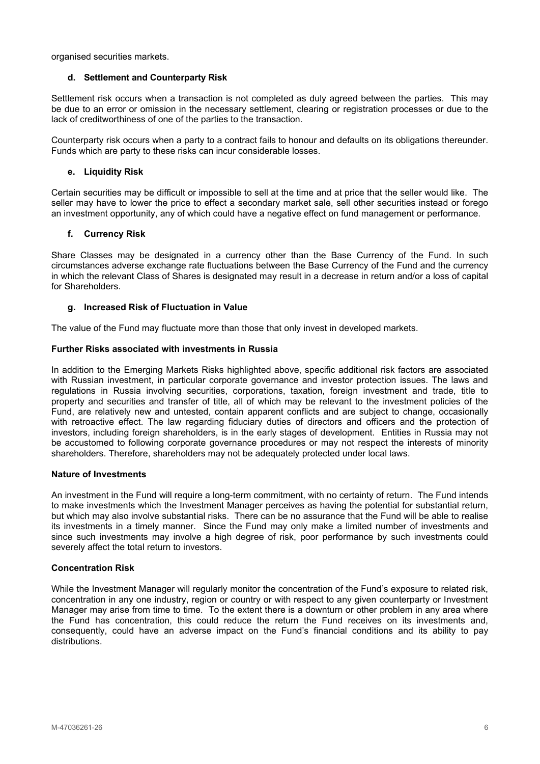organised securities markets.

#### d. Settlement and Counterparty Risk

Settlement risk occurs when a transaction is not completed as duly agreed between the parties. This may be due to an error or omission in the necessary settlement, clearing or registration processes or due to the lack of creditworthiness of one of the parties to the transaction.

Counterparty risk occurs when a party to a contract fails to honour and defaults on its obligations thereunder. Funds which are party to these risks can incur considerable losses.

#### e. Liquidity Risk

Certain securities may be difficult or impossible to sell at the time and at price that the seller would like. The seller may have to lower the price to effect a secondary market sale, sell other securities instead or forego an investment opportunity, any of which could have a negative effect on fund management or performance.

#### f. Currency Risk

Share Classes may be designated in a currency other than the Base Currency of the Fund. In such circumstances adverse exchange rate fluctuations between the Base Currency of the Fund and the currency in which the relevant Class of Shares is designated may result in a decrease in return and/or a loss of capital for Shareholders.

#### g. Increased Risk of Fluctuation in Value

The value of the Fund may fluctuate more than those that only invest in developed markets.

### Further Risks associated with investments in Russia

In addition to the Emerging Markets Risks highlighted above, specific additional risk factors are associated with Russian investment, in particular corporate governance and investor protection issues. The laws and regulations in Russia involving securities, corporations, taxation, foreign investment and trade, title to property and securities and transfer of title, all of which may be relevant to the investment policies of the Fund, are relatively new and untested, contain apparent conflicts and are subject to change, occasionally with retroactive effect. The law regarding fiduciary duties of directors and officers and the protection of investors, including foreign shareholders, is in the early stages of development. Entities in Russia may not be accustomed to following corporate governance procedures or may not respect the interests of minority shareholders. Therefore, shareholders may not be adequately protected under local laws.

### Nature of Investments

An investment in the Fund will require a long-term commitment, with no certainty of return. The Fund intends to make investments which the Investment Manager perceives as having the potential for substantial return, but which may also involve substantial risks. There can be no assurance that the Fund will be able to realise its investments in a timely manner. Since the Fund may only make a limited number of investments and since such investments may involve a high degree of risk, poor performance by such investments could severely affect the total return to investors.

### Concentration Risk

While the Investment Manager will regularly monitor the concentration of the Fund's exposure to related risk, concentration in any one industry, region or country or with respect to any given counterparty or Investment Manager may arise from time to time. To the extent there is a downturn or other problem in any area where the Fund has concentration, this could reduce the return the Fund receives on its investments and, consequently, could have an adverse impact on the Fund's financial conditions and its ability to pay distributions.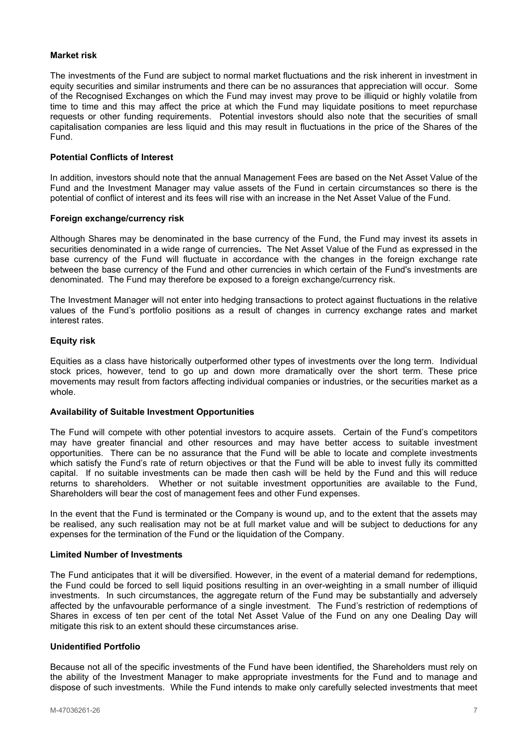### Market risk

The investments of the Fund are subject to normal market fluctuations and the risk inherent in investment in equity securities and similar instruments and there can be no assurances that appreciation will occur. Some of the Recognised Exchanges on which the Fund may invest may prove to be illiquid or highly volatile from time to time and this may affect the price at which the Fund may liquidate positions to meet repurchase requests or other funding requirements. Potential investors should also note that the securities of small capitalisation companies are less liquid and this may result in fluctuations in the price of the Shares of the Fund.

### Potential Conflicts of Interest

In addition, investors should note that the annual Management Fees are based on the Net Asset Value of the Fund and the Investment Manager may value assets of the Fund in certain circumstances so there is the potential of conflict of interest and its fees will rise with an increase in the Net Asset Value of the Fund.

### Foreign exchange/currency risk

Although Shares may be denominated in the base currency of the Fund, the Fund may invest its assets in securities denominated in a wide range of currencies. The Net Asset Value of the Fund as expressed in the base currency of the Fund will fluctuate in accordance with the changes in the foreign exchange rate between the base currency of the Fund and other currencies in which certain of the Fund's investments are denominated. The Fund may therefore be exposed to a foreign exchange/currency risk.

The Investment Manager will not enter into hedging transactions to protect against fluctuations in the relative values of the Fund's portfolio positions as a result of changes in currency exchange rates and market interest rates.

### Equity risk

Equities as a class have historically outperformed other types of investments over the long term. Individual stock prices, however, tend to go up and down more dramatically over the short term. These price movements may result from factors affecting individual companies or industries, or the securities market as a whole.

### Availability of Suitable Investment Opportunities

The Fund will compete with other potential investors to acquire assets. Certain of the Fund's competitors may have greater financial and other resources and may have better access to suitable investment opportunities. There can be no assurance that the Fund will be able to locate and complete investments which satisfy the Fund's rate of return objectives or that the Fund will be able to invest fully its committed capital. If no suitable investments can be made then cash will be held by the Fund and this will reduce returns to shareholders. Whether or not suitable investment opportunities are available to the Fund, Shareholders will bear the cost of management fees and other Fund expenses.

In the event that the Fund is terminated or the Company is wound up, and to the extent that the assets may be realised, any such realisation may not be at full market value and will be subject to deductions for any expenses for the termination of the Fund or the liquidation of the Company.

### Limited Number of Investments

The Fund anticipates that it will be diversified. However, in the event of a material demand for redemptions, the Fund could be forced to sell liquid positions resulting in an over-weighting in a small number of illiquid investments. In such circumstances, the aggregate return of the Fund may be substantially and adversely affected by the unfavourable performance of a single investment. The Fund's restriction of redemptions of Shares in excess of ten per cent of the total Net Asset Value of the Fund on any one Dealing Day will mitigate this risk to an extent should these circumstances arise.

### Unidentified Portfolio

Because not all of the specific investments of the Fund have been identified, the Shareholders must rely on the ability of the Investment Manager to make appropriate investments for the Fund and to manage and dispose of such investments. While the Fund intends to make only carefully selected investments that meet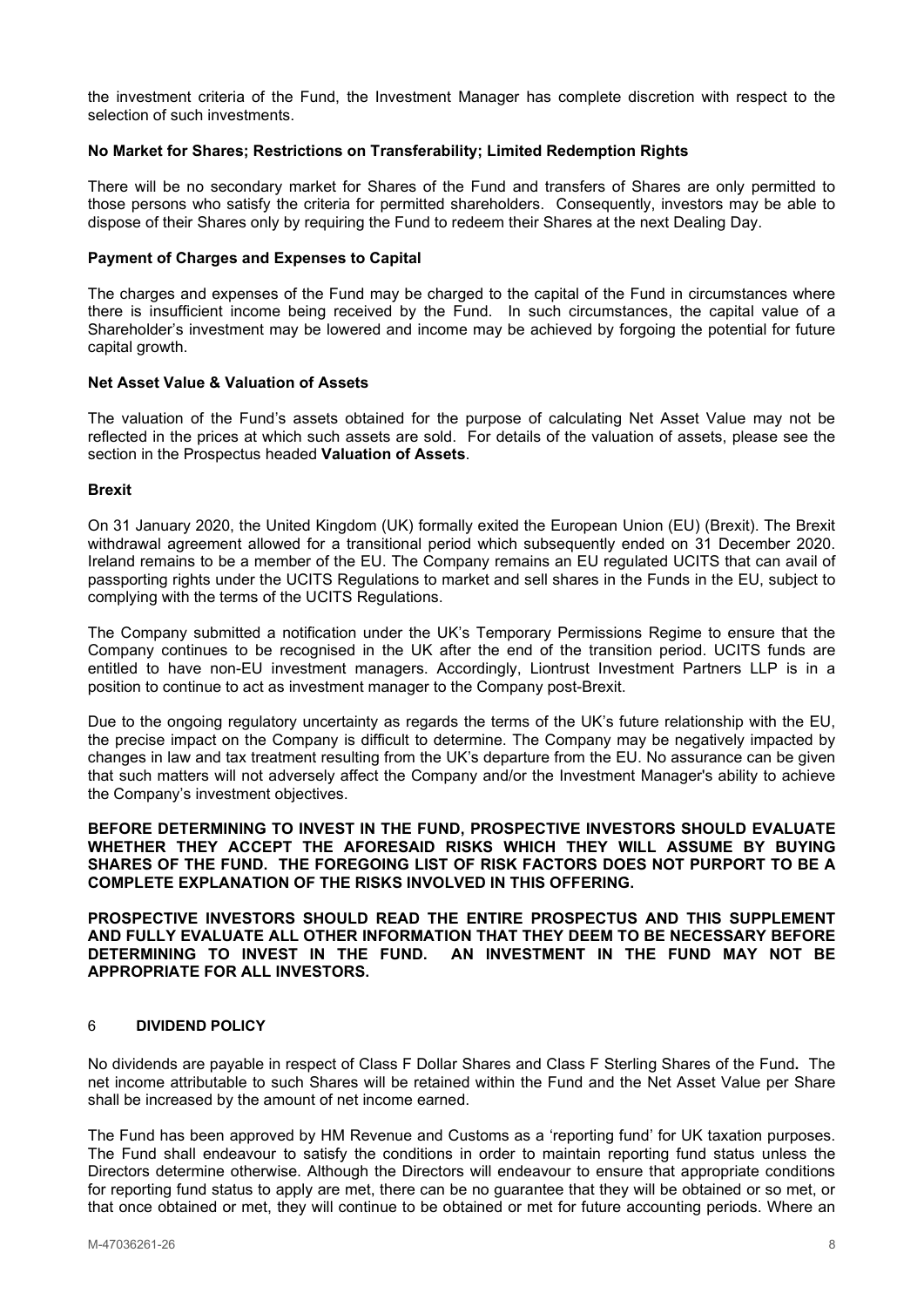the investment criteria of the Fund, the Investment Manager has complete discretion with respect to the selection of such investments.

**No Market for Shares; Restrictions on Transferability; Limited Redemption Rights**

There will be no secondary market for Shares of the Fund and transfers of Shares are only permitted to those persons who satisfy the criteria for permitted shareholders. Consequently, investors may be able to dispose of their Shares only by requiring the Fund to redeem their Shares at the next Dealing Day.

**Payment of Charges and Expenses to Capital**

The charges and expenses of the Fund may be charged to the capital of the Fund in circumstances where there is insufficient income being received by the Fund. In such circumstances, the capital value of a Shareholder's investment may be lowered and income may be achieved by forgoing the potential for future capital growth.

**Net Asset Value & Valuation of Assets**

The valuation of the Fund's assets obtained for the purpose of calculating Net Asset Value may not be reflected in the prices at which such assets are sold. For details of the valuation of assets, please see the section in the Prospectus headed **Valuation of Assets**.

**Brexit**

On 31 January 2020, the United Kingdom (UK) formally exited the European Union (EU) (Brexit). The Brexit withdrawal agreement allowed for a transitional period which subsequently ended on 31 December 2020. Ireland remains to be a member of the EU. The Company remains an EU regulated UCITS that can avail of passporting rights under the UCITS Regulations to market and sell shares in the Funds in the EU, subject to complying with the terms of the UCITS Regulations.

The Company submitted a notification under the UK's Temporary Permissions Regime to ensure that the Company continues to be recognised in the UK after the end of the transition period. UCITS funds are entitled to have non-EU investment managers. Accordingly, Liontrust Investment Partners LLP is in a position to continue to act as investment manager to the Company post-Brexit.

Due to the ongoing regulatory uncertainty as regards the terms of the UK's future relationship with the EU, the precise impact on the Company is difficult to determine. The Company may be negatively impacted by changes in law and tax treatment resulting from the UK's departure from the EU. No assurance can be given that such matters will not adversely affect the Company and/or the Investment Manager's ability to achieve the Company's investment objectives.

**BEFORE DETERMINING TO INVEST IN THE FUND, PROSPECTIVE INVESTORS SHOULD EVALUATE WHETHER THEY ACCEPT THE AFORESAID RISKS WHICH THEY WILL ASSUME BY BUYING SHARES OF THE FUND. THE FOREGOING LIST OF RISK FACTORS DOES NOT PURPORT TO BE A COMPLETE EXPLANATION OF THE RISKS INVOLVED IN THIS OFFERING.**

**PROSPECTIVE INVESTORS SHOULD READ THE ENTIRE PROSPECTUS AND THIS SUPPLEMENT AND FULLY EVALUATE ALL OTHER INFORMATION THAT THEY DEEM TO BE NECESSARY BEFORE DETERMINING TO INVEST IN THE FUND. AN INVESTMENT IN THE FUND MAY NOT BE APPROPRIATE FOR ALL INVESTORS.**

## 6 DIVIDEND POLICY

No dividends are payable in respect of Class F Dollar Shares and Class F Sterling Shares of the Fund**.** The net income attributable to such Shares will be retained within the Fund and the Net Asset Value per Share shall be increased by the amount of net income earned.

The Fund has been approved by HM Revenue and Customs as a 'reporting fund' for UK taxation purposes. The Fund shall endeavour to satisfy the conditions in order to maintain reporting fund status unless the Directors determine otherwise. Although the Directors will endeavour to ensure that appropriate conditions for reporting fund status to apply are met, there can be no guarantee that they will be obtained or so met, or that once obtained or met, they will continue to be obtained or met for future accounting periods. Where an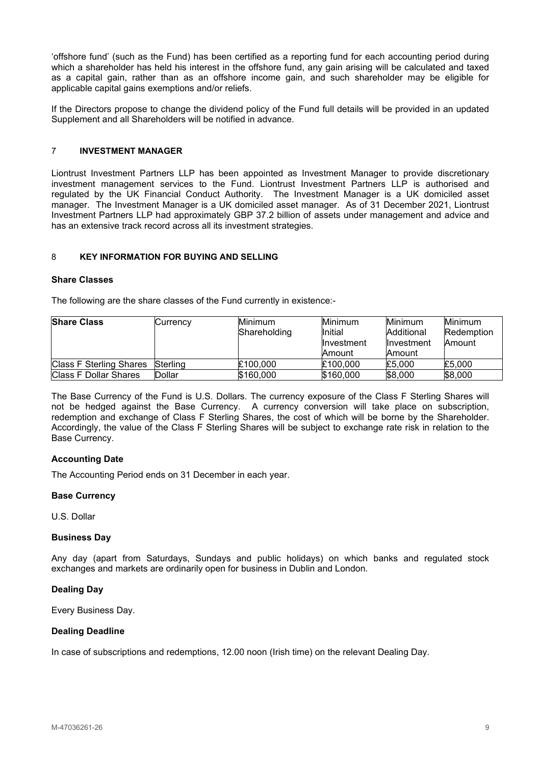'offshore fund' (such as the Fund) has been certified as a reporting fund for each accounting period during which a shareholder has held his interest in the offshore fund, any gain arising will be calculated and taxed as a capital gain, rather than as an offshore income gain, and such shareholder may be eligible for applicable capital gains exemptions and/or reliefs.

If the Directors propose to change the dividend policy of the Fund full details will be provided in an updated Supplement and all Shareholders will be notified in advance.

## 7 INVESTMENT MANAGER

Liontrust Investment Partners LLP has been appointed as Investment Manager to provide discretionary investment management services to the Fund. Liontrust Investment Partners LLP is authorised and regulated by the UK Financial Conduct Authority. The Investment Manager is a UK domiciled asset manager. The Investment Manager is a UK domiciled asset manager. As of 31 December 2021, Liontrust Investment Partners LLP had approximately GBP 37.2 billion of assets under management and advice and has an extensive track record across all its investment strategies.

## 8 KEY INFORMATION FOR BUYING AND SELLING

### Share Classes

The following are the share classes of the Fund currently in existence:-

| **Share Class** | Currency | Minimum Shareholding | Minimum Initial Investment Amount | Minimum Additional Investment Amount | Minimum Redemption Amount |
|---|---|---|---|---|---|
| Class F Sterling Shares | Sterling | £100,000 | £100,000 | £5,000 | £5,000 |
| Class F Dollar Shares | Dollar | $160,000 | $160,000 | $8,000 | $8,000 |

The Base Currency of the Fund is U.S. Dollars. The currency exposure of the Class F Sterling Shares will not be hedged against the Base Currency. A currency conversion will take place on subscription, redemption and exchange of Class F Sterling Shares, the cost of which will be borne by the Shareholder. Accordingly, the value of the Class F Sterling Shares will be subject to exchange rate risk in relation to the Base Currency.

### Accounting Date

The Accounting Period ends on 31 December in each year.

### Base Currency

U.S. Dollar

### Business Day

Any day (apart from Saturdays, Sundays and public holidays) on which banks and regulated stock exchanges and markets are ordinarily open for business in Dublin and London.

### Dealing Day

Every Business Day.

### Dealing Deadline

In case of subscriptions and redemptions, 12.00 noon (Irish time) on the relevant Dealing Day.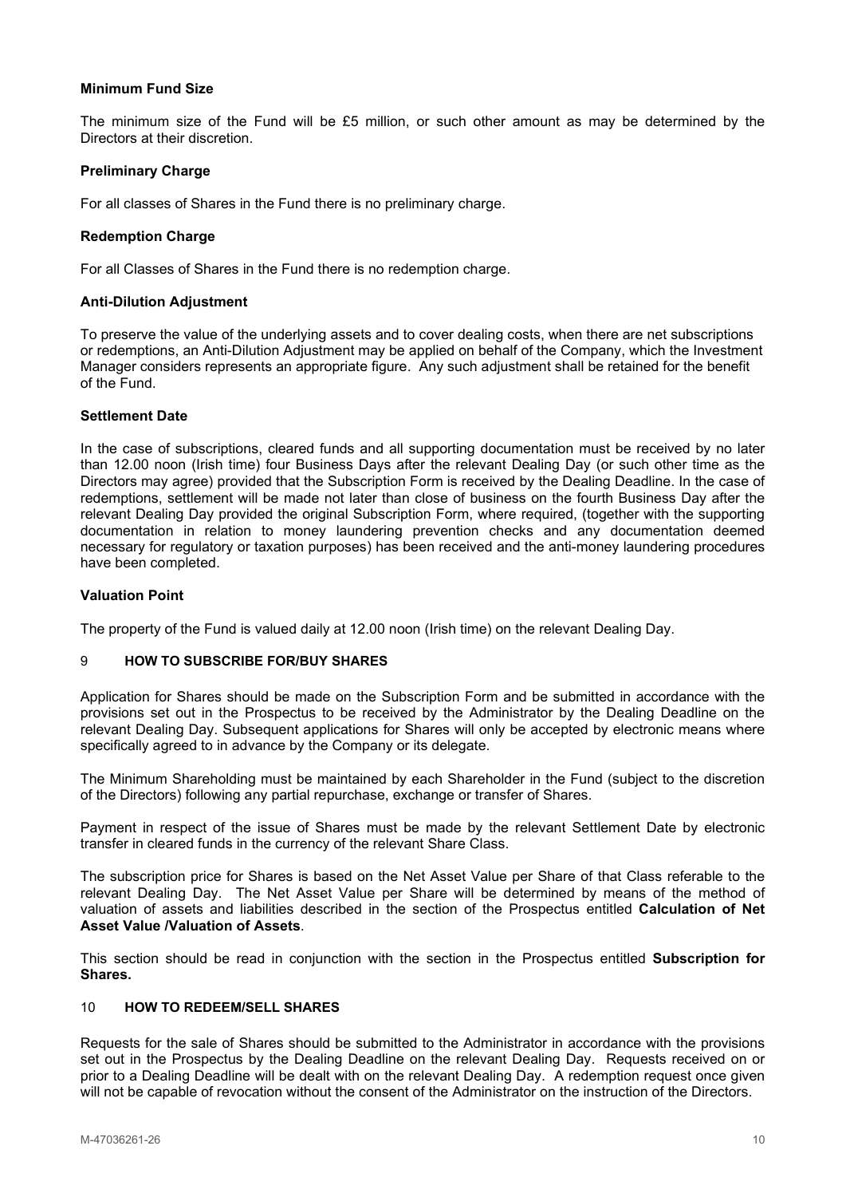**Minimum Fund Size**

The minimum size of the Fund will be £5 million, or such other amount as may be determined by the Directors at their discretion.

**Preliminary Charge**

For all classes of Shares in the Fund there is no preliminary charge.

**Redemption Charge**

For all Classes of Shares in the Fund there is no redemption charge.

**Anti-Dilution Adjustment**

To preserve the value of the underlying assets and to cover dealing costs, when there are net subscriptions or redemptions, an Anti-Dilution Adjustment may be applied on behalf of the Company, which the Investment Manager considers represents an appropriate figure. Any such adjustment shall be retained for the benefit of the Fund.

**Settlement Date**

In the case of subscriptions, cleared funds and all supporting documentation must be received by no later than 12.00 noon (Irish time) four Business Days after the relevant Dealing Day (or such other time as the Directors may agree) provided that the Subscription Form is received by the Dealing Deadline. In the case of redemptions, settlement will be made not later than close of business on the fourth Business Day after the relevant Dealing Day provided the original Subscription Form, where required, (together with the supporting documentation in relation to money laundering prevention checks and any documentation deemed necessary for regulatory or taxation purposes) has been received and the anti-money laundering procedures have been completed.

**Valuation Point**

The property of the Fund is valued daily at 12.00 noon (Irish time) on the relevant Dealing Day.

## 9 HOW TO SUBSCRIBE FOR/BUY SHARES

Application for Shares should be made on the Subscription Form and be submitted in accordance with the provisions set out in the Prospectus to be received by the Administrator by the Dealing Deadline on the relevant Dealing Day. Subsequent applications for Shares will only be accepted by electronic means where specifically agreed to in advance by the Company or its delegate.

The Minimum Shareholding must be maintained by each Shareholder in the Fund (subject to the discretion of the Directors) following any partial repurchase, exchange or transfer of Shares.

Payment in respect of the issue of Shares must be made by the relevant Settlement Date by electronic transfer in cleared funds in the currency of the relevant Share Class.

The subscription price for Shares is based on the Net Asset Value per Share of that Class referable to the relevant Dealing Day. The Net Asset Value per Share will be determined by means of the method of valuation of assets and liabilities described in the section of the Prospectus entitled **Calculation of Net Asset Value /Valuation of Assets**.

This section should be read in conjunction with the section in the Prospectus entitled **Subscription for Shares.**

## 10 HOW TO REDEEM/SELL SHARES

Requests for the sale of Shares should be submitted to the Administrator in accordance with the provisions set out in the Prospectus by the Dealing Deadline on the relevant Dealing Day. Requests received on or prior to a Dealing Deadline will be dealt with on the relevant Dealing Day. A redemption request once given will not be capable of revocation without the consent of the Administrator on the instruction of the Directors.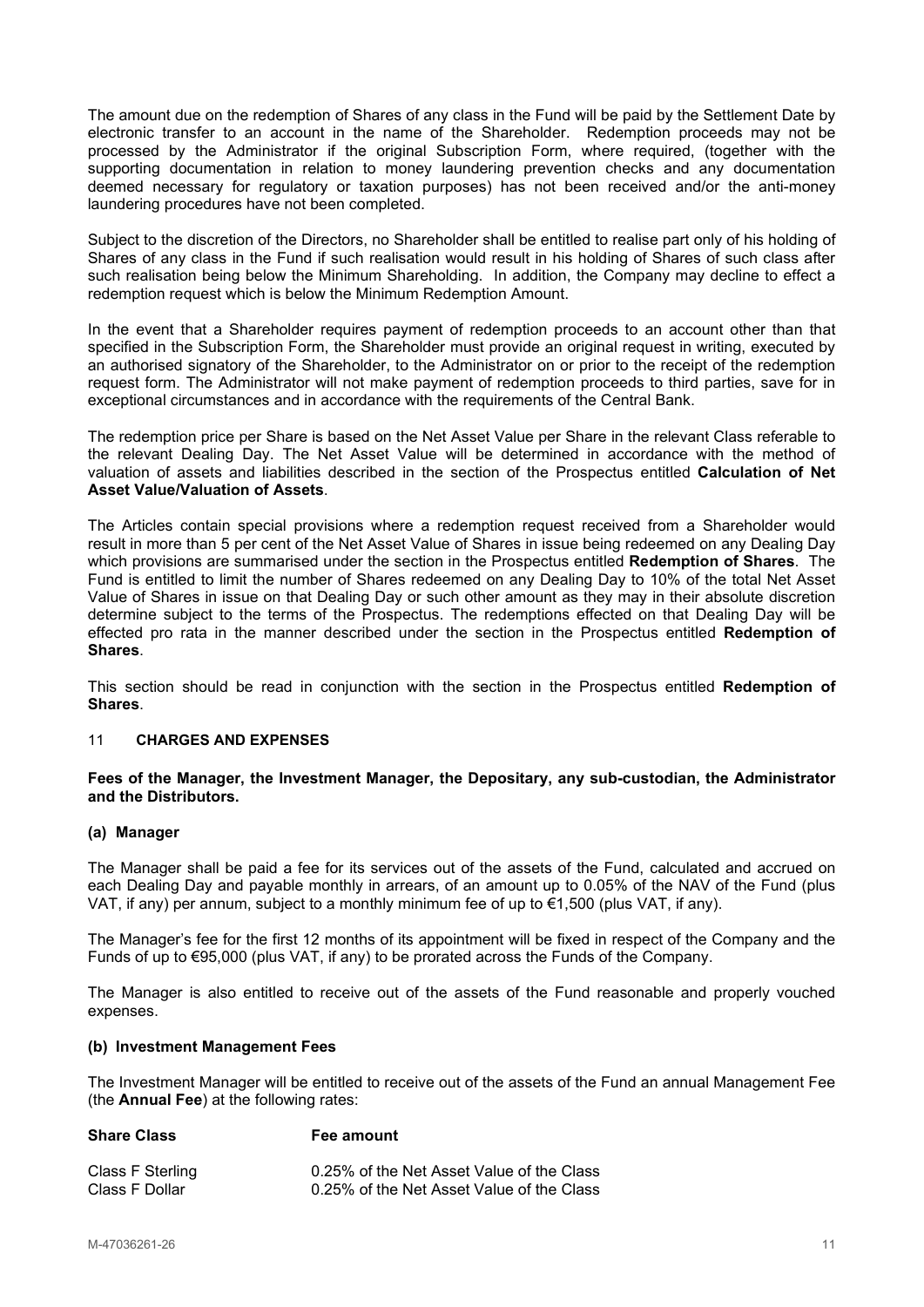The amount due on the redemption of Shares of any class in the Fund will be paid by the Settlement Date by electronic transfer to an account in the name of the Shareholder. Redemption proceeds may not be processed by the Administrator if the original Subscription Form, where required, (together with the supporting documentation in relation to money laundering prevention checks and any documentation deemed necessary for regulatory or taxation purposes) has not been received and/or the anti-money laundering procedures have not been completed.

Subject to the discretion of the Directors, no Shareholder shall be entitled to realise part only of his holding of Shares of any class in the Fund if such realisation would result in his holding of Shares of such class after such realisation being below the Minimum Shareholding. In addition, the Company may decline to effect a redemption request which is below the Minimum Redemption Amount.

In the event that a Shareholder requires payment of redemption proceeds to an account other than that specified in the Subscription Form, the Shareholder must provide an original request in writing, executed by an authorised signatory of the Shareholder, to the Administrator on or prior to the receipt of the redemption request form. The Administrator will not make payment of redemption proceeds to third parties, save for in exceptional circumstances and in accordance with the requirements of the Central Bank.

The redemption price per Share is based on the Net Asset Value per Share in the relevant Class referable to the relevant Dealing Day. The Net Asset Value will be determined in accordance with the method of valuation of assets and liabilities described in the section of the Prospectus entitled **Calculation of Net Asset Value/Valuation of Assets**.

The Articles contain special provisions where a redemption request received from a Shareholder would result in more than 5 per cent of the Net Asset Value of Shares in issue being redeemed on any Dealing Day which provisions are summarised under the section in the Prospectus entitled **Redemption of Shares**. The Fund is entitled to limit the number of Shares redeemed on any Dealing Day to 10% of the total Net Asset Value of Shares in issue on that Dealing Day or such other amount as they may in their absolute discretion determine subject to the terms of the Prospectus. The redemptions effected on that Dealing Day will be effected pro rata in the manner described under the section in the Prospectus entitled **Redemption of Shares**.

This section should be read in conjunction with the section in the Prospectus entitled **Redemption of Shares**.

## 11 CHARGES AND EXPENSES

**Fees of the Manager, the Investment Manager, the Depositary, any sub-custodian, the Administrator and the Distributors.**

### (a) Manager

The Manager shall be paid a fee for its services out of the assets of the Fund, calculated and accrued on each Dealing Day and payable monthly in arrears, of an amount up to 0.05% of the NAV of the Fund (plus VAT, if any) per annum, subject to a monthly minimum fee of up to €1,500 (plus VAT, if any).

The Manager's fee for the first 12 months of its appointment will be fixed in respect of the Company and the Funds of up to €95,000 (plus VAT, if any) to be prorated across the Funds of the Company.

The Manager is also entitled to receive out of the assets of the Fund reasonable and properly vouched expenses.

### (b) Investment Management Fees

The Investment Manager will be entitled to receive out of the assets of the Fund an annual Management Fee (the **Annual Fee**) at the following rates:

| Share Class | Fee amount |
|---|---|
| Class F Sterling | 0.25% of the Net Asset Value of the Class |
| Class F Dollar | 0.25% of the Net Asset Value of the Class |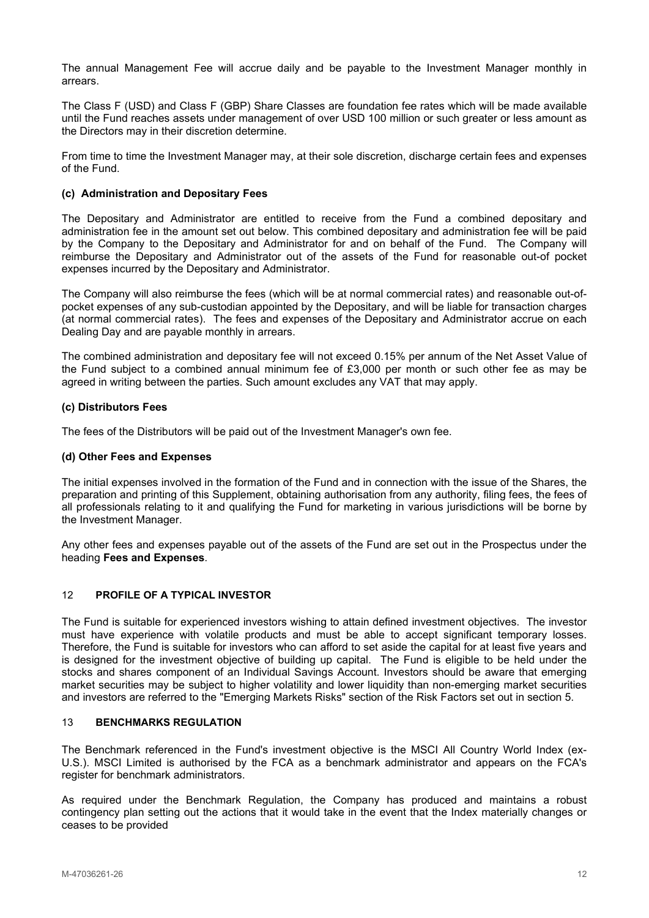The annual Management Fee will accrue daily and be payable to the Investment Manager monthly in arrears.

The Class F (USD) and Class F (GBP) Share Classes are foundation fee rates which will be made available until the Fund reaches assets under management of over USD 100 million or such greater or less amount as the Directors may in their discretion determine.

From time to time the Investment Manager may, at their sole discretion, discharge certain fees and expenses of the Fund.

### (c) Administration and Depositary Fees

The Depositary and Administrator are entitled to receive from the Fund a combined depositary and administration fee in the amount set out below. This combined depositary and administration fee will be paid by the Company to the Depositary and Administrator for and on behalf of the Fund. The Company will reimburse the Depositary and Administrator out of the assets of the Fund for reasonable out-of pocket expenses incurred by the Depositary and Administrator.

The Company will also reimburse the fees (which will be at normal commercial rates) and reasonable out-of-pocket expenses of any sub-custodian appointed by the Depositary, and will be liable for transaction charges (at normal commercial rates). The fees and expenses of the Depositary and Administrator accrue on each Dealing Day and are payable monthly in arrears.

The combined administration and depositary fee will not exceed 0.15% per annum of the Net Asset Value of the Fund subject to a combined annual minimum fee of £3,000 per month or such other fee as may be agreed in writing between the parties. Such amount excludes any VAT that may apply.

### (c) Distributors Fees

The fees of the Distributors will be paid out of the Investment Manager's own fee.

### (d) Other Fees and Expenses

The initial expenses involved in the formation of the Fund and in connection with the issue of the Shares, the preparation and printing of this Supplement, obtaining authorisation from any authority, filing fees, the fees of all professionals relating to it and qualifying the Fund for marketing in various jurisdictions will be borne by the Investment Manager.

Any other fees and expenses payable out of the assets of the Fund are set out in the Prospectus under the heading **Fees and Expenses**.

## 12 PROFILE OF A TYPICAL INVESTOR

The Fund is suitable for experienced investors wishing to attain defined investment objectives. The investor must have experience with volatile products and must be able to accept significant temporary losses. Therefore, the Fund is suitable for investors who can afford to set aside the capital for at least five years and is designed for the investment objective of building up capital. The Fund is eligible to be held under the stocks and shares component of an Individual Savings Account. Investors should be aware that emerging market securities may be subject to higher volatility and lower liquidity than non-emerging market securities and investors are referred to the "Emerging Markets Risks" section of the Risk Factors set out in section 5.

## 13 BENCHMARKS REGULATION

The Benchmark referenced in the Fund's investment objective is the MSCI All Country World Index (ex-U.S.). MSCI Limited is authorised by the FCA as a benchmark administrator and appears on the FCA's register for benchmark administrators.

As required under the Benchmark Regulation, the Company has produced and maintains a robust contingency plan setting out the actions that it would take in the event that the Index materially changes or ceases to be provided